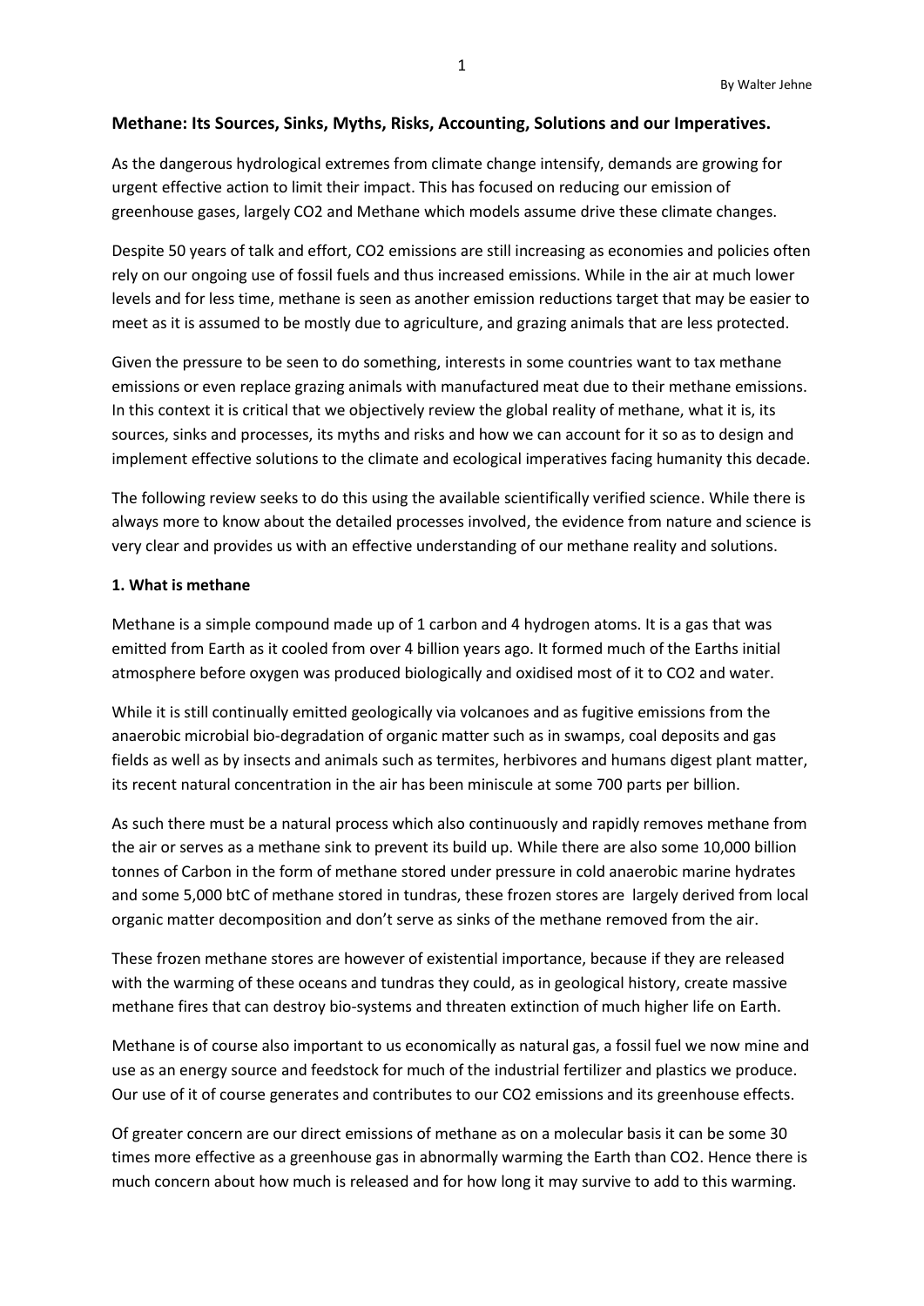By Walter Jehne

## Methane: Its Sources, Sinks, Myths, Risks, Accounting, Solutions and our Imperatives.

As the dangerous hydrological extremes from climate change intensify, demands are growing for urgent effective action to limit their impact. This has focused on reducing our emission of greenhouse gases, largely $CO_2$ and Methane which models assume drive these climate changes.

Despite 50 years of talk and effort, $CO_2$ emissions are still increasing as economies and policies often rely on our ongoing use of fossil fuels and thus increased emissions. While in the air at much lower levels and for less time, methane is seen as another emission reductions target that may be easier to meet as it is assumed to be mostly due to agriculture, and grazing animals that are less protected.

Given the pressure to be seen to do something, interests in some countries want to tax methane emissions or even replace grazing animals with manufactured meat due to their methane emissions. In this context it is critical that we objectively review the global reality of methane, what it is, its sources, sinks and processes, its myths and risks and how we can account for it so as to design and implement effective solutions to the climate and ecological imperatives facing humanity this decade.

The following review seeks to do this using the available scientifically verified science. While there is always more to know about the detailed processes involved, the evidence from nature and science is very clear and provides us with an effective understanding of our methane reality and solutions.

### 1. What is methane

Methane is a simple compound made up of 1 carbon and 4 hydrogen atoms. It is a gas that was emitted from Earth as it cooled from over 4 billion years ago. It formed much of the Earths initial atmosphere before oxygen was produced biologically and oxidised most of it to $CO_2$ and water.

While it is still continually emitted geologically via volcanoes and as fugitive emissions from the anaerobic microbial bio-degradation of organic matter such as in swamps, coal deposits and gas fields as well as by insects and animals such as termites, herbivores and humans digest plant matter, its recent natural concentration in the air has been miniscule at some 700 parts per billion.

As such there must be a natural process which also continuously and rapidly removes methane from the air or serves as a methane sink to prevent its build up. While there are also some 10,000 billion tonnes of Carbon in the form of methane stored under pressure in cold anaerobic marine hydrates and some 5,000 btC of methane stored in tundras, these frozen stores are largely derived from local organic matter decomposition and don't serve as sinks of the methane removed from the air.

These frozen methane stores are however of existential importance, because if they are released with the warming of these oceans and tundras they could, as in geological history, create massive methane fires that can destroy bio-systems and threaten extinction of much higher life on Earth.

Methane is of course also important to us economically as natural gas, a fossil fuel we now mine and use as an energy source and feedstock for much of the industrial fertilizer and plastics we produce. Our use of it of course generates and contributes to our $CO_2$ emissions and its greenhouse effects.

Of greater concern are our direct emissions of methane as on a molecular basis it can be some 30 times more effective as a greenhouse gas in abnormally warming the Earth than $CO_2$. Hence there is much concern about how much is released and for how long it may survive to add to this warming.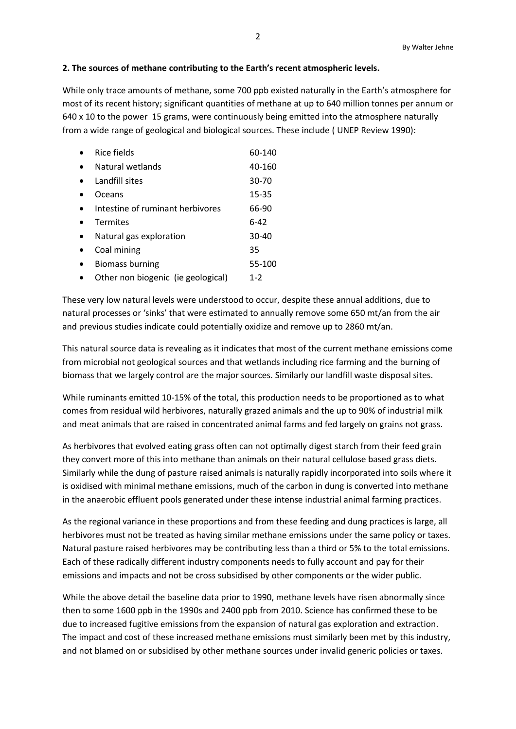**2. The sources of methane contributing to the Earth's recent atmospheric levels.**

While only trace amounts of methane, some 700 ppb existed naturally in the Earth's atmosphere for most of its recent history; significant quantities of methane at up to 640 million tonnes per annum or 640 x 10 to the power 15 grams, were continuously being emitted into the atmosphere naturally from a wide range of geological and biological sources. These include ( UNEP Review 1990):

- Rice fields 60-140
- Natural wetlands 40-160
- Landfill sites 30-70
- Oceans 15-35
- Intestine of ruminant herbivores 66-90
- Termites 6-42
- Natural gas exploration 30-40
- Coal mining 35
- Biomass burning 55-100
- Other non biogenic (ie geological) 1-2

These very low natural levels were understood to occur, despite these annual additions, due to natural processes or 'sinks' that were estimated to annually remove some 650 mt/an from the air and previous studies indicate could potentially oxidize and remove up to 2860 mt/an.

This natural source data is revealing as it indicates that most of the current methane emissions come from microbial not geological sources and that wetlands including rice farming and the burning of biomass that we largely control are the major sources. Similarly our landfill waste disposal sites.

While ruminants emitted 10-15% of the total, this production needs to be proportioned as to what comes from residual wild herbivores, naturally grazed animals and the up to 90% of industrial milk and meat animals that are raised in concentrated animal farms and fed largely on grains not grass.

As herbivores that evolved eating grass often can not optimally digest starch from their feed grain they convert more of this into methane than animals on their natural cellulose based grass diets. Similarly while the dung of pasture raised animals is naturally rapidly incorporated into soils where it is oxidised with minimal methane emissions, much of the carbon in dung is converted into methane in the anaerobic effluent pools generated under these intense industrial animal farming practices.

As the regional variance in these proportions and from these feeding and dung practices is large, all herbivores must not be treated as having similar methane emissions under the same policy or taxes. Natural pasture raised herbivores may be contributing less than a third or 5% to the total emissions. Each of these radically different industry components needs to fully account and pay for their emissions and impacts and not be cross subsidised by other components or the wider public.

While the above detail the baseline data prior to 1990, methane levels have risen abnormally since then to some 1600 ppb in the 1990s and 2400 ppb from 2010. Science has confirmed these to be due to increased fugitive emissions from the expansion of natural gas exploration and extraction. The impact and cost of these increased methane emissions must similarly been met by this industry, and not blamed on or subsidised by other methane sources under invalid generic policies or taxes.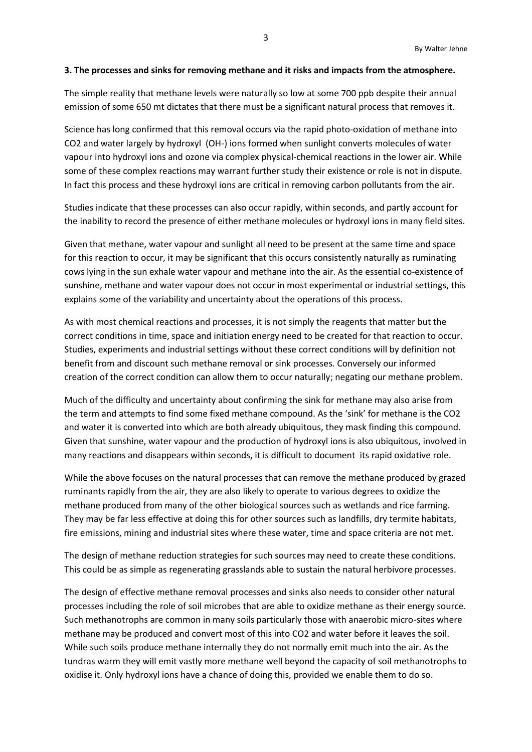**3. The processes and sinks for removing methane and it risks and impacts from the atmosphere.**

The simple reality that methane levels were naturally so low at some 700 ppb despite their annual emission of some 650 mt dictates that there must be a significant natural process that removes it.

Science has long confirmed that this removal occurs via the rapid photo-oxidation of methane into $CO_2$ and water largely by hydroxyl ($OH^-$) ions formed when sunlight converts molecules of water vapour into hydroxyl ions and ozone via complex physical-chemical reactions in the lower air. While some of these complex reactions may warrant further study their existence or role is not in dispute. In fact this process and these hydroxyl ions are critical in removing carbon pollutants from the air.

Studies indicate that these processes can also occur rapidly, within seconds, and partly account for the inability to record the presence of either methane molecules or hydroxyl ions in many field sites.

Given that methane, water vapour and sunlight all need to be present at the same time and space for this reaction to occur, it may be significant that this occurs consistently naturally as ruminating cows lying in the sun exhale water vapour and methane into the air. As the essential co-existence of sunshine, methane and water vapour does not occur in most experimental or industrial settings, this explains some of the variability and uncertainty about the operations of this process.

As with most chemical reactions and processes, it is not simply the reagents that matter but the correct conditions in time, space and initiation energy need to be created for that reaction to occur. Studies, experiments and industrial settings without these correct conditions will by definition not benefit from and discount such methane removal or sink processes. Conversely our informed creation of the correct condition can allow them to occur naturally; negating our methane problem.

Much of the difficulty and uncertainty about confirming the sink for methane may also arise from the term and attempts to find some fixed methane compound. As the 'sink' for methane is the $CO_2$ and water it is converted into which are both already ubiquitous, they mask finding this compound. Given that sunshine, water vapour and the production of hydroxyl ions is also ubiquitous, involved in many reactions and disappears within seconds, it is difficult to document its rapid oxidative role.

While the above focuses on the natural processes that can remove the methane produced by grazed ruminants rapidly from the air, they are also likely to operate to various degrees to oxidize the methane produced from many of the other biological sources such as wetlands and rice farming. They may be far less effective at doing this for other sources such as landfills, dry termite habitats, fire emissions, mining and industrial sites where these water, time and space criteria are not met.

The design of methane reduction strategies for such sources may need to create these conditions. This could be as simple as regenerating grasslands able to sustain the natural herbivore processes.

The design of effective methane removal processes and sinks also needs to consider other natural processes including the role of soil microbes that are able to oxidize methane as their energy source. Such methanotrophs are common in many soils particularly those with anaerobic micro-sites where methane may be produced and convert most of this into $CO_2$ and water before it leaves the soil. While such soils produce methane internally they do not normally emit much into the air. As the tundras warm they will emit vastly more methane well beyond the capacity of soil methanotrophs to oxidise it. Only hydroxyl ions have a chance of doing this, provided we enable them to do so.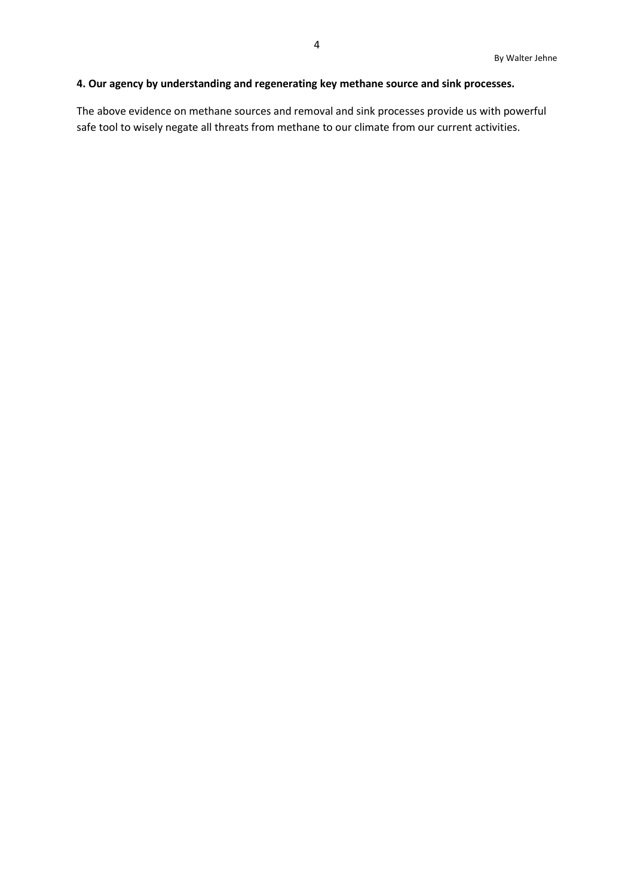**4. Our agency by understanding and regenerating key methane source and sink processes.**

The above evidence on methane sources and removal and sink processes provide us with powerful safe tool to wisely negate all threats from methane to our climate from our current activities.